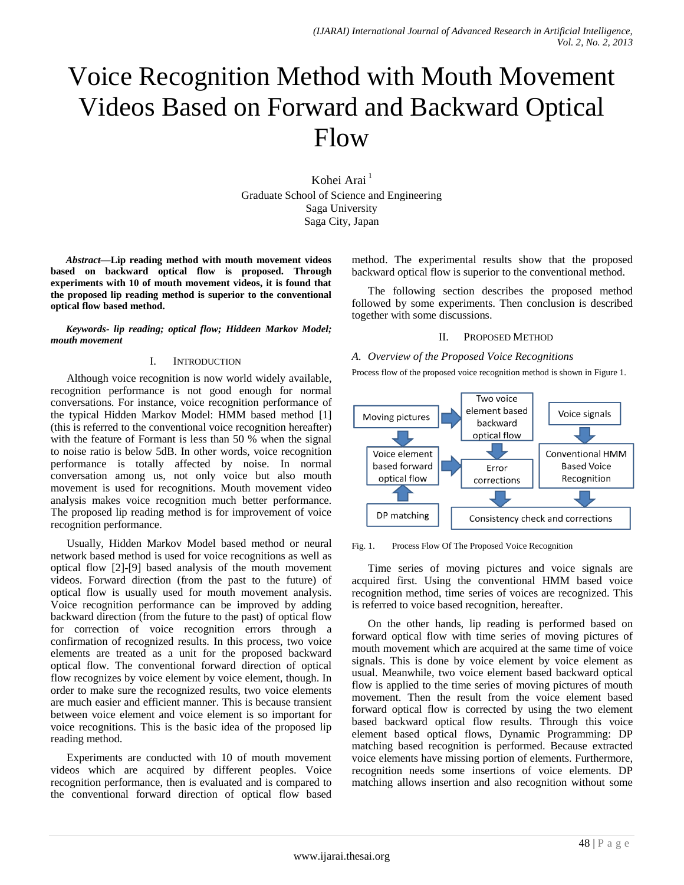# Voice Recognition Method with Mouth Movement Videos Based on Forward and Backward Optical Flow

Kohei Arai [1]

Graduate School of Science and Engineering
Saga University
Saga City, Japan

***Abstract*—Lip reading method with mouth movement videos based on backward optical flow is proposed. Through experiments with 10 of mouth movement videos, it is found that the proposed lip reading method is superior to the conventional optical flow based method.**

***Keywords- lip reading; optical flow; Hiddeen Markov Model; mouth movement***

## I. Introduction

Although voice recognition is now world widely available, recognition performance is not good enough for normal conversations. For instance, voice recognition performance of the typical Hidden Markov Model: HMM based method [1] (this is referred to the conventional voice recognition hereafter) with the feature of Formant is less than 50 % when the signal to noise ratio is below 5dB. In other words, voice recognition performance is totally affected by noise. In normal conversation among us, not only voice but also mouth movement is used for recognitions. Mouth movement video analysis makes voice recognition much better performance. The proposed lip reading method is for improvement of voice recognition performance.

Usually, Hidden Markov Model based method or neural network based method is used for voice recognitions as well as optical flow [2]-[9] based analysis of the mouth movement videos. Forward direction (from the past to the future) of optical flow is usually used for mouth movement analysis. Voice recognition performance can be improved by adding backward direction (from the future to the past) of optical flow for correction of voice recognition errors through a confirmation of recognized results. In this process, two voice elements are treated as a unit for the proposed backward optical flow. The conventional forward direction of optical flow recognizes by voice element by voice element, though. In order to make sure the recognized results, two voice elements are much easier and efficient manner. This is because transient between voice element and voice element is so important for voice recognitions. This is the basic idea of the proposed lip reading method.

Experiments are conducted with 10 of mouth movement videos which are acquired by different peoples. Voice recognition performance, then is evaluated and is compared to the conventional forward direction of optical flow based method. The experimental results show that the proposed backward optical flow is superior to the conventional method.

The following section describes the proposed method followed by some experiments. Then conclusion is described together with some discussions.

## II. Proposed Method

### *A. Overview of the Proposed Voice Recognitions*

Process flow of the proposed voice recognition method is shown in Figure 1.

Fig. 1. Process Flow Of The Proposed Voice Recognition

Time series of moving pictures and voice signals are acquired first. Using the conventional HMM based voice recognition method, time series of voices are recognized. This is referred to voice based recognition, hereafter.

On the other hands, lip reading is performed based on forward optical flow with time series of moving pictures of mouth movement which are acquired at the same time of voice signals. This is done by voice element by voice element as usual. Meanwhile, two voice element based backward optical flow is applied to the time series of moving pictures of mouth movement. Then the result from the voice element based forward optical flow is corrected by using the two element based backward optical flow results. Through this voice element based optical flows, Dynamic Programming: DP matching based recognition is performed. Because extracted voice elements have missing portion of elements. Furthermore, recognition needs some insertions of voice elements. DP matching allows insertion and also recognition without some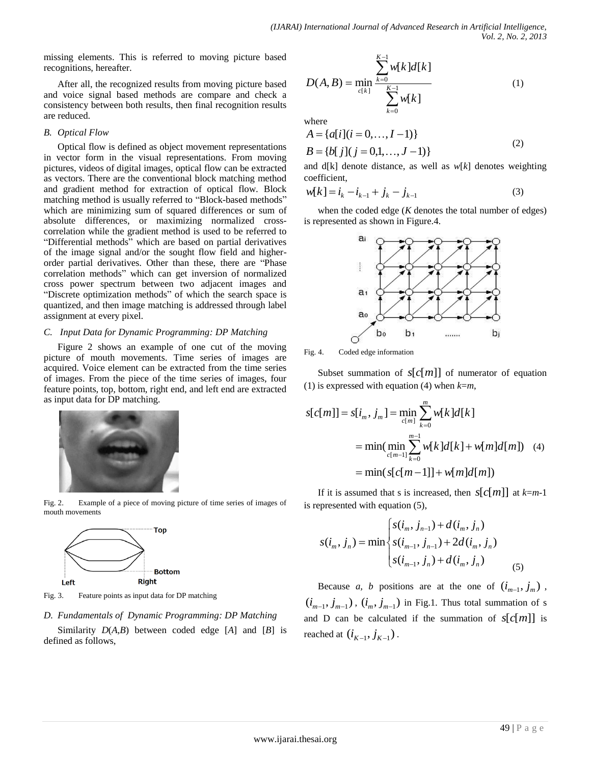missing elements. This is referred to moving picture based recognitions, hereafter.

After all, the recognized results from moving picture based and voice signal based methods are compare and check a consistency between both results, then final recognition results are reduced.

### *B. Optical Flow*

Optical flow is defined as object movement representations in vector form in the visual representations. From moving pictures, videos of digital images, optical flow can be extracted as vectors. There are the conventional block matching method and gradient method for extraction of optical flow. Block matching method is usually referred to "Block-based methods" which are minimizing sum of squared differences or sum of absolute differences, or maximizing normalized cross-correlation while the gradient method is used to be referred to "Differential methods" which are based on partial derivatives of the image signal and/or the sought flow field and higher-order partial derivatives. Other than these, there are "Phase correlation methods" which can get inversion of normalized cross power spectrum between two adjacent images and "Discrete optimization methods" of which the search space is quantized, and then image matching is addressed through label assignment at every pixel.

### *C. Input Data for Dynamic Programming: DP Matching*

Figure 2 shows an example of one cut of the moving picture of mouth movements. Time series of images are acquired. Voice element can be extracted from the time series of images. From the piece of the time series of images, four feature points, top, bottom, right end, and left end are extracted as input data for DP matching.

Fig. 2. Example of a piece of moving picture of time series of images of mouth movements

Fig. 3. Feature points as input data for DP matching

### *D. Fundamentals of Dynamic Programming: DP Matching*

Similarity $D(A,B)$ between coded edge [$A$] and [$B$] is defined as follows,

$$D(A,B) = \min_{c[k]} \frac{\sum_{k=0}^{K-1} w[k]d[k]}{\sum_{k=0}^{K-1} w[k]} \tag{1}$$

where

$$A = \{a[i](i = 0, \ldots, I-1)\}$$
$$B = \{b[j](j = 0, 1, \ldots, J-1)\} \tag{2}$$

and d[k] denote distance, as well as $w[k]$ denotes weighting coefficient,

$$w[k] = i_k - i_{k-1} + j_k - j_{k-1} \tag{3}$$

when the coded edge ($K$ denotes the total number of edges) is represented as shown in Figure.4.

Fig. 4. Coded edge information

Subset summation of $s[c[m]]$ of numerator of equation (1) is expressed with equation (4) when $k$=$m$,

$$\begin{aligned} s[c[m]] = s[i_m, j_m] &= \min_{c[m]} \sum_{k=0}^{m} w[k]d[k] \\ &= \min(\min_{c[m-1]} \sum_{k=0}^{m-1} w[k]d[k] + w[m]d[m]) \\ &= \min(s[c[m-1]] + w[m]d[m]) \end{aligned} \tag{4}$$

If it is assumed that s is increased, then $s[c[m]]$ at $k$=$m$-1 is represented with equation (5),

$$s(i_m, j_n) = \min \begin{cases} s(i_m, j_{n-1}) + d(i_m, j_n) \\ s(i_{m-1}, j_{n-1}) + 2d(i_m, j_n) \\ s(i_{m-1}, j_n) + d(i_m, j_n) \end{cases} \tag{5}$$

Because $a$, $b$ positions are at the one of $(i_{m-1}, j_m)$, $(i_{m-1}, j_{m-1})$, $(i_m, j_{m-1})$ in Fig.1. Thus total summation of s and D can be calculated if the summation of $s[c[m]]$ is reached at $(i_{K-1}, j_{K-1})$.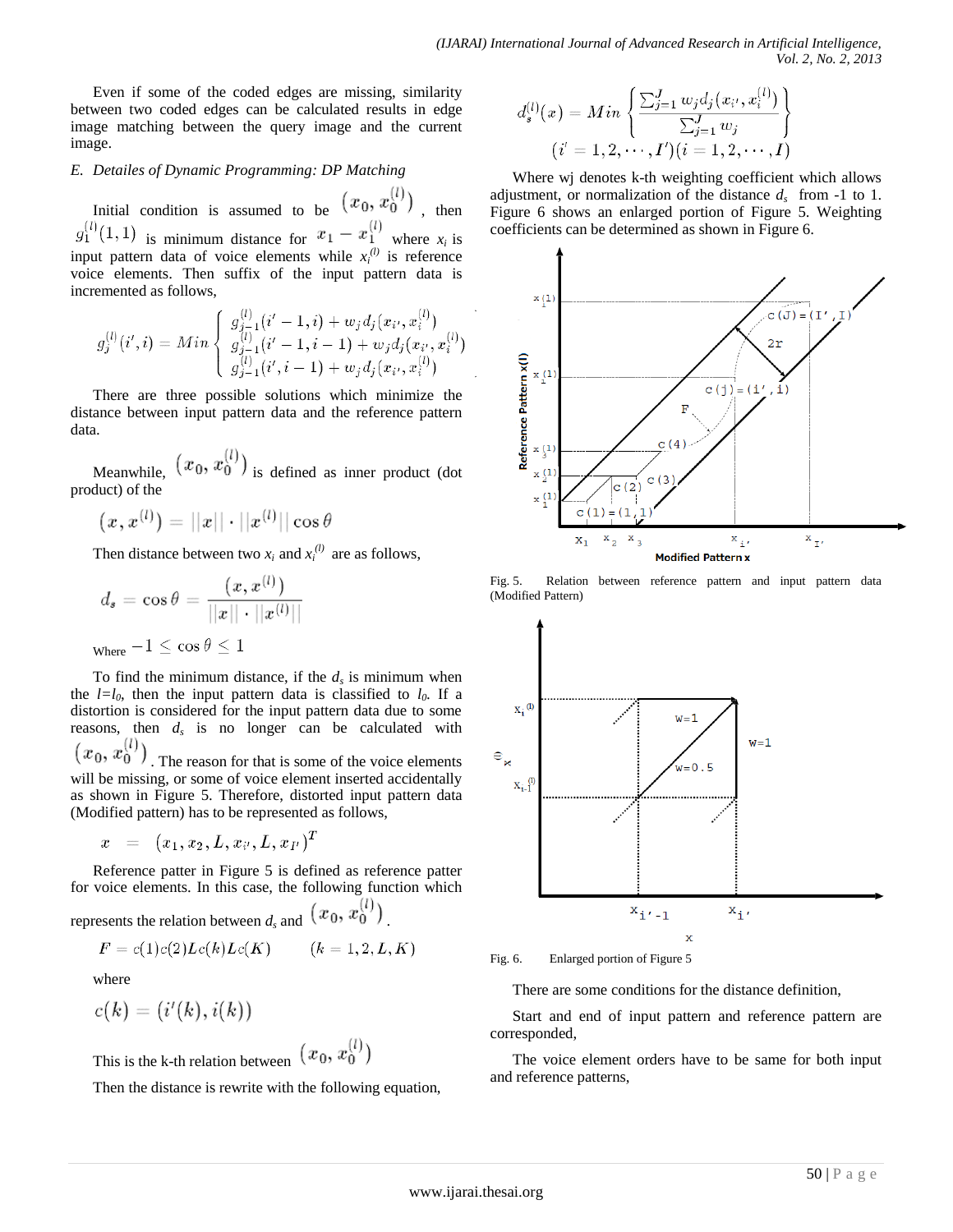Even if some of the coded edges are missing, similarity between two coded edges can be calculated results in edge image matching between the query image and the current image.

### *E. Detailes of Dynamic Programming: DP Matching*

Initial condition is assumed to be $(x_0, x_0^{(l)})$, then $g_1^{(l)}(1,1)$ is minimum distance for $x_1 - x_1^{(l)}$ where $x_i$ is input pattern data of voice elements while $x_i^{(l)}$ is reference voice elements. Then suffix of the input pattern data is incremented as follows,

$$g_j^{(l)}(i',i) = Min \begin{cases} g_{j-1}^{(l)}(i'-1,i) + w_j d_j(x_{i'}, x_i^{(l)}) \\ g_{j-1}^{(l)}(i'-1,i-1) + w_j d_j(x_{i'}, x_i^{(l)}) \\ g_{j-1}^{(l)}(i',i-1) + w_j d_j(x_{i'}, x_i^{(l)}) \end{cases}$$

There are three possible solutions which minimize the distance between input pattern data and the reference pattern data.

Meanwhile, $(x_0, x_0^{(l)})$ is defined as inner product (dot product) of the

$$(x, x^{(l)}) = ||x|| \cdot ||x^{(l)}|| \cos\theta$$

Then distance between two $x_i$ and $x_i^{(l)}$ are as follows,

$$d_s = \cos\theta = \frac{(x, x^{(l)})}{||x|| \cdot ||x^{(l)}||}$$

Where $-1 \le \cos\theta \le 1$

To find the minimum distance, if the $d_s$ is minimum when the $l=l_0$, then the input pattern data is classified to $l_0$. If a distortion is considered for the input pattern data due to some reasons, then $d_s$ is no longer can be calculated with $(x_0, x_0^{(l)})$. The reason for that is some of the voice elements will be missing, or some of voice element inserted accidentally as shown in Figure 5. Therefore, distorted input pattern data (Modified pattern) has to be represented as follows,

$$x = (x_1, x_2, L, x_{i'}, L, x_{I'})^T$$

Reference patter in Figure 5 is defined as reference patter for voice elements. In this case, the following function which represents the relation between $d_s$ and $(x_0, x_0^{(l)})$.

$$F = c(1)c(2)Lc(k)Lc(K) \qquad (k = 1, 2, L, K)$$

where

$$c(k) = (i'(k), i(k))$$

This is the k-th relation between $(x_0, x_0^{(l)})$

Then the distance is rewrite with the following equation,

$$d_s^{(l)}(x) = Min \left\{ \frac{\sum_{j=1}^{J} w_j d_j(x_{i'}, x_i^{(l)})}{\sum_{j=1}^{J} w_j} \right\}$$
$$(i' = 1, 2, \cdots, I')(i = 1, 2, \cdots, I)$$

Where wj denotes k-th weighting coefficient which allows adjustment, or normalization of the distance $d_s$ from -1 to 1. Figure 6 shows an enlarged portion of Figure 5. Weighting coefficients can be determined as shown in Figure 6.

Fig. 5. Relation between reference pattern and input pattern data (Modified Pattern)

Fig. 6. Enlarged portion of Figure 5

There are some conditions for the distance definition,

Start and end of input pattern and reference pattern are corresponded,

The voice element orders have to be same for both input and reference patterns,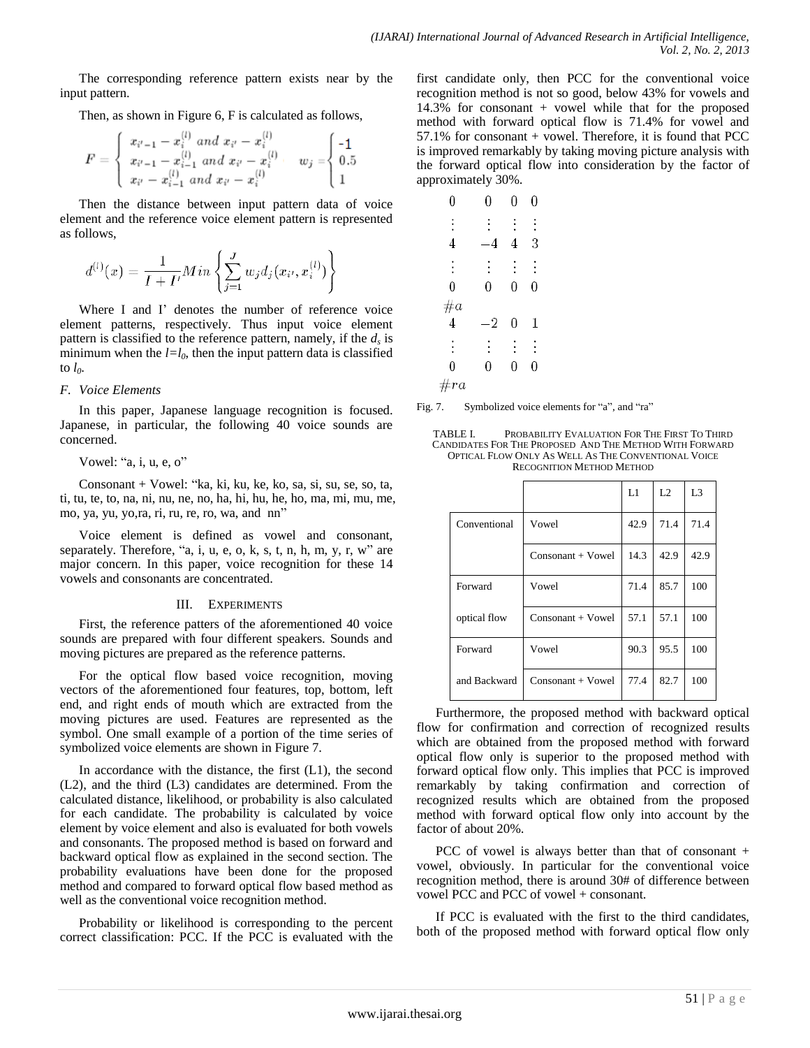The corresponding reference pattern exists near by the input pattern.

Then, as shown in Figure 6, F is calculated as follows,

$$F = \begin{cases} x_{i'-1} - x_i^{(l)} \text{ and } x_{i'} - x_i^{(l)} \\ x_{i'-1} - x_{i-1}^{(l)} \text{ and } x_{i'} - x_i^{(l)} \\ x_{i'} - x_{i-1}^{(l)} \text{ and } x_{i'} - x_i^{(l)} \end{cases} \quad w_j = \begin{cases} -1 \\ 0.5 \\ 1 \end{cases}$$

Then the distance between input pattern data of voice element and the reference voice element pattern is represented as follows,

$$d^{(l)}(x) = \frac{1}{I + I'} Min \left\{ \sum_{j=1}^{J} w_j d_j(x_{i'}, x_i^{(l)}) \right\}$$

Where I and I' denotes the number of reference voice element patterns, respectively. Thus input voice element pattern is classified to the reference pattern, namely, if the $d_s$ is minimum when the $l=l_0$, then the input pattern data is classified to $l_0$.

### *F. Voice Elements*

In this paper, Japanese language recognition is focused. Japanese, in particular, the following 40 voice sounds are concerned.

Vowel: "a, i, u, e, o"

Consonant + Vowel: "ka, ki, ku, ke, ko, sa, si, su, se, so, ta, ti, tu, te, to, na, ni, nu, ne, no, ha, hi, hu, he, ho, ma, mi, mu, me, mo, ya, yu, yo,ra, ri, ru, re, ro, wa, and nn"

Voice element is defined as vowel and consonant, separately. Therefore, "a, i, u, e, o, k, s, t, n, h, m, y, r, w" are major concern. In this paper, voice recognition for these 14 vowels and consonants are concentrated.

## III. EXPERIMENTS

First, the reference patters of the aforementioned 40 voice sounds are prepared with four different speakers. Sounds and moving pictures are prepared as the reference patterns.

For the optical flow based voice recognition, moving vectors of the aforementioned four features, top, bottom, left end, and right ends of mouth which are extracted from the moving pictures are used. Features are represented as the symbol. One small example of a portion of the time series of symbolized voice elements are shown in Figure 7.

In accordance with the distance, the first (L1), the second (L2), and the third (L3) candidates are determined. From the calculated distance, likelihood, or probability is also calculated for each candidate. The probability is calculated by voice element by voice element and also is evaluated for both vowels and consonants. The proposed method is based on forward and backward optical flow as explained in the second section. The probability evaluations have been done for the proposed method and compared to forward optical flow based method as well as the conventional voice recognition method.

Probability or likelihood is corresponding to the percent correct classification: PCC. If the PCC is evaluated with the first candidate only, then PCC for the conventional voice recognition method is not so good, below 43% for vowels and 14.3% for consonant + vowel while that for the proposed method with forward optical flow is 71.4% for vowel and 57.1% for consonant + vowel. Therefore, it is found that PCC is improved remarkably by taking moving picture analysis with the forward optical flow into consideration by the factor of approximately 30%.

$$\begin{array}{cccc} 0 & 0 & 0 & 0 \\ \vdots & \vdots & \vdots & \vdots \\ 4 & -4 & 4 & 3 \\ \vdots & \vdots & \vdots & \vdots \\ 0 & 0 & 0 & 0 \\ \#a & & & \\ 4 & -2 & 0 & 1 \\ \vdots & \vdots & \vdots & \vdots \\ 0 & 0 & 0 & 0 \\ \#ra & & & \end{array}$$

Fig. 7. Symbolized voice elements for "a", and "ra"

TABLE I. PROBABILITY EVALUATION FOR THE FIRST TO THIRD CANDIDATES FOR THE PROPOSED AND THE METHOD WITH FORWARD OPTICAL FLOW ONLY AS WELL AS THE CONVENTIONAL VOICE RECOGNITION METHOD METHOD

| | | L1 | L2 | L3 |
|---|---|---|---|---|
| Conventional | Vowel | 42.9 | 71.4 | 71.4 |
| | Consonant + Vowel | 14.3 | 42.9 | 42.9 |
| Forward optical flow | Vowel | 71.4 | 85.7 | 100 |
| | Consonant + Vowel | 57.1 | 57.1 | 100 |
| Forward and Backward | Vowel | 90.3 | 95.5 | 100 |
| | Consonant + Vowel | 77.4 | 82.7 | 100 |

Furthermore, the proposed method with backward optical flow for confirmation and correction of recognized results which are obtained from the proposed method with forward optical flow only is superior to the proposed method with forward optical flow only. This implies that PCC is improved remarkably by taking confirmation and correction of recognized results which are obtained from the proposed method with forward optical flow only into account by the factor of about 20%.

PCC of vowel is always better than that of consonant + vowel, obviously. In particular for the conventional voice recognition method, there is around 30# of difference between vowel PCC and PCC of vowel + consonant.

If PCC is evaluated with the first to the third candidates, both of the proposed method with forward optical flow only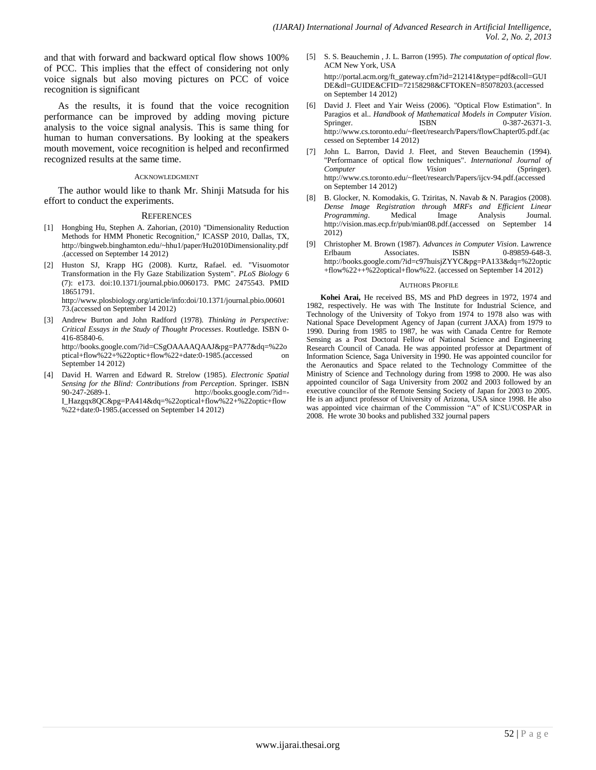and that with forward and backward optical flow shows 100% of PCC. This implies that the effect of considering not only voice signals but also moving pictures on PCC of voice recognition is significant

As the results, it is found that the voice recognition performance can be improved by adding moving picture analysis to the voice signal analysis. This is same thing for human to human conversations. By looking at the speakers mouth movement, voice recognition is helped and reconfirmed recognized results at the same time.

## ACKNOWLEDGMENT

The author would like to thank Mr. Shinji Matsuda for his effort to conduct the experiments.

## REFERENCES

[1] Hongbing Hu, Stephen A. Zahorian, (2010) "Dimensionality Reduction Methods for HMM Phonetic Recognition," ICASSP 2010, Dallas, TX, http://bingweb.binghamton.edu/~hhu1/paper/Hu2010Dimensionality.pdf .(accessed on September 14 2012)

[2] Huston SJ, Krapp HG (2008). Kurtz, Rafael. ed. "Visuomotor Transformation in the Fly Gaze Stabilization System". *PLoS Biology* 6 (7): e173. doi:10.1371/journal.pbio.0060173. PMC 2475543. PMID 18651791. http://www.plosbiology.org/article/info:doi/10.1371/journal.pbio.0060173.(accessed on September 14 2012)

[3] Andrew Burton and John Radford (1978). *Thinking in Perspective: Critical Essays in the Study of Thought Processes*. Routledge. ISBN 0-416-85840-6. http://books.google.com/?id=CSgOAAAAQAAJ&pg=PA77&dq=%22optical+flow%22+%22optic+flow%22+date:0-1985.(accessed on September 14 2012)

[4] David H. Warren and Edward R. Strelow (1985). *Electronic Spatial Sensing for the Blind: Contributions from Perception*. Springer. ISBN 90-247-2689-1. http://books.google.com/?id=-I_Hazgqx8QC&pg=PA414&dq=%22optical+flow%22+%22optic+flow%22+date:0-1985.(accessed on September 14 2012)

[5] S. S. Beauchemin , J. L. Barron (1995). *The computation of optical flow*. ACM New York, USA http://portal.acm.org/ft_gateway.cfm?id=212141&type=pdf&coll=GUIDE&dl=GUIDE&CFID=72158298&CFTOKEN=85078203.(accessed on September 14 2012)

[6] David J. Fleet and Yair Weiss (2006). "Optical Flow Estimation". In Paragios et al.. *Handbook of Mathematical Models in Computer Vision*. Springer. ISBN 0-387-26371-3. http://www.cs.toronto.edu/~fleet/research/Papers/flowChapter05.pdf.(accessed on September 14 2012)

[7] John L. Barron, David J. Fleet, and Steven Beauchemin (1994). "Performance of optical flow techniques". *International Journal of Computer Vision* (Springer). http://www.cs.toronto.edu/~fleet/research/Papers/ijcv-94.pdf.(accessed on September 14 2012)

[8] B. Glocker, N. Komodakis, G. Tziritas, N. Navab & N. Paragios (2008). *Dense Image Registration through MRFs and Efficient Linear Programming*. Medical Image Analysis Journal. http://vision.mas.ecp.fr/pub/mian08.pdf.(accessed on September 14 2012)

[9] Christopher M. Brown (1987). *Advances in Computer Vision*. Lawrence Erlbaum Associates. ISBN 0-89859-648-3. http://books.google.com/?id=c97huisjZYYC&pg=PA133&dq=%22optic+flow%22++%22optical+flow%22. (accessed on September 14 2012)

## AUTHORS PROFILE

**Kohei Arai,** He received BS, MS and PhD degrees in 1972, 1974 and 1982, respectively. He was with The Institute for Industrial Science, and Technology of the University of Tokyo from 1974 to 1978 also was with National Space Development Agency of Japan (current JAXA) from 1979 to 1990. During from 1985 to 1987, he was with Canada Centre for Remote Sensing as a Post Doctoral Fellow of National Science and Engineering Research Council of Canada. He was appointed professor at Department of Information Science, Saga University in 1990. He was appointed councilor for the Aeronautics and Space related to the Technology Committee of the Ministry of Science and Technology during from 1998 to 2000. He was also appointed councilor of Saga University from 2002 and 2003 followed by an executive councilor of the Remote Sensing Society of Japan for 2003 to 2005. He is an adjunct professor of University of Arizona, USA since 1998. He also was appointed vice chairman of the Commission "A" of ICSU/COSPAR in 2008. He wrote 30 books and published 332 journal papers